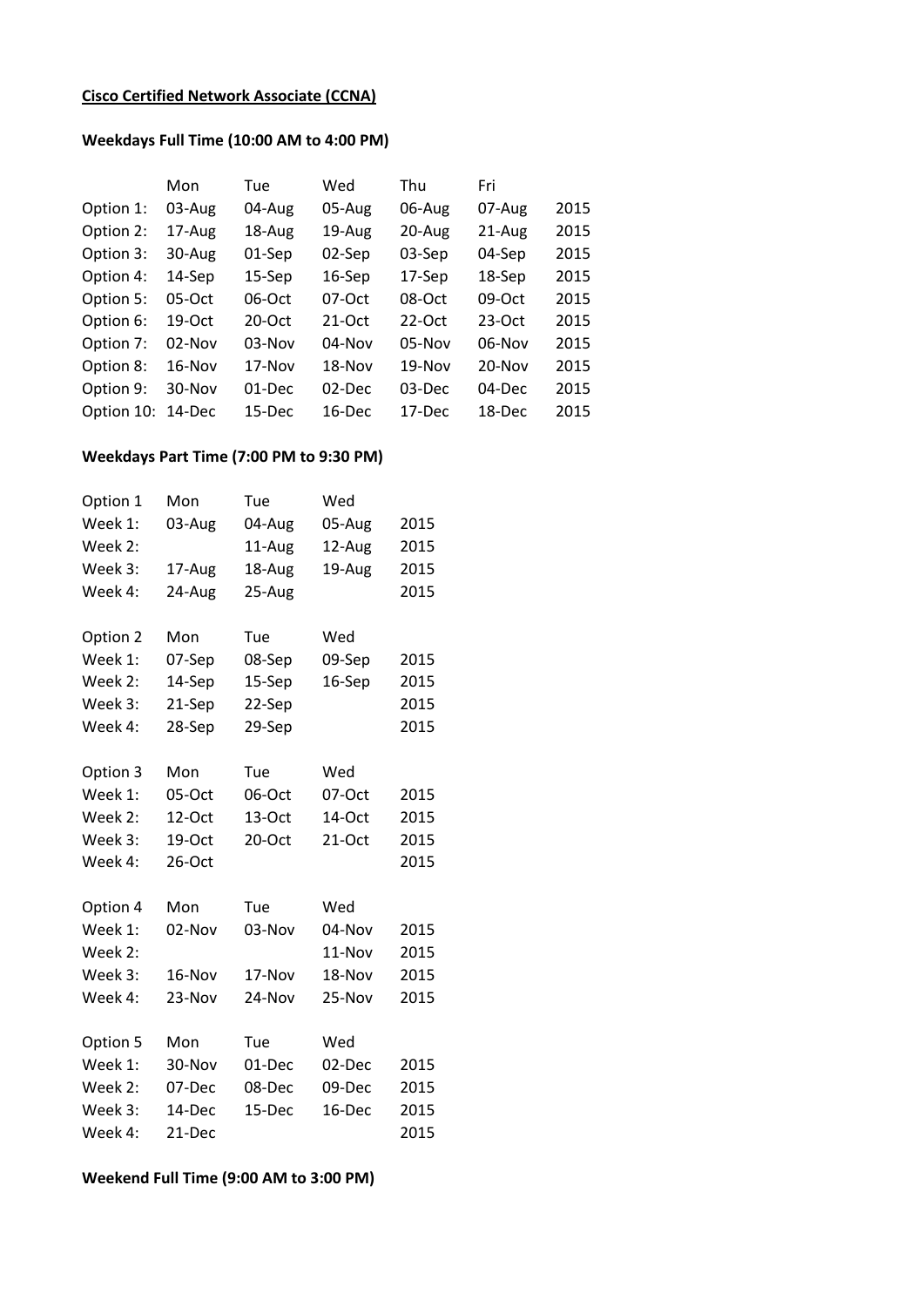**Cisco Certified Network Associate (CCNA)**

**Weekdays Full Time (10:00 AM to 4:00 PM)**

| | Mon | Tue | Wed | Thu | Fri | |
|---|---|---|---|---|---|---|
| Option 1: | 03-Aug | 04-Aug | 05-Aug | 06-Aug | 07-Aug | 2015 |
| Option 2: | 17-Aug | 18-Aug | 19-Aug | 20-Aug | 21-Aug | 2015 |
| Option 3: | 30-Aug | 01-Sep | 02-Sep | 03-Sep | 04-Sep | 2015 |
| Option 4: | 14-Sep | 15-Sep | 16-Sep | 17-Sep | 18-Sep | 2015 |
| Option 5: | 05-Oct | 06-Oct | 07-Oct | 08-Oct | 09-Oct | 2015 |
| Option 6: | 19-Oct | 20-Oct | 21-Oct | 22-Oct | 23-Oct | 2015 |
| Option 7: | 02-Nov | 03-Nov | 04-Nov | 05-Nov | 06-Nov | 2015 |
| Option 8: | 16-Nov | 17-Nov | 18-Nov | 19-Nov | 20-Nov | 2015 |
| Option 9: | 30-Nov | 01-Dec | 02-Dec | 03-Dec | 04-Dec | 2015 |
| Option 10: | 14-Dec | 15-Dec | 16-Dec | 17-Dec | 18-Dec | 2015 |

**Weekdays Part Time (7:00 PM to 9:30 PM)**

| Option 1 | Mon | Tue | Wed | |
|---|---|---|---|---|
| Week 1: | 03-Aug | 04-Aug | 05-Aug | 2015 |
| Week 2: | | 11-Aug | 12-Aug | 2015 |
| Week 3: | 17-Aug | 18-Aug | 19-Aug | 2015 |
| Week 4: | 24-Aug | 25-Aug | | 2015 |

| Option 2 | Mon | Tue | Wed | |
|---|---|---|---|---|
| Week 1: | 07-Sep | 08-Sep | 09-Sep | 2015 |
| Week 2: | 14-Sep | 15-Sep | 16-Sep | 2015 |
| Week 3: | 21-Sep | 22-Sep | | 2015 |
| Week 4: | 28-Sep | 29-Sep | | 2015 |

| Option 3 | Mon | Tue | Wed | |
|---|---|---|---|---|
| Week 1: | 05-Oct | 06-Oct | 07-Oct | 2015 |
| Week 2: | 12-Oct | 13-Oct | 14-Oct | 2015 |
| Week 3: | 19-Oct | 20-Oct | 21-Oct | 2015 |
| Week 4: | 26-Oct | | | 2015 |

| Option 4 | Mon | Tue | Wed | |
|---|---|---|---|---|
| Week 1: | 02-Nov | 03-Nov | 04-Nov | 2015 |
| Week 2: | | | 11-Nov | 2015 |
| Week 3: | 16-Nov | 17-Nov | 18-Nov | 2015 |
| Week 4: | 23-Nov | 24-Nov | 25-Nov | 2015 |

| Option 5 | Mon | Tue | Wed | |
|---|---|---|---|---|
| Week 1: | 30-Nov | 01-Dec | 02-Dec | 2015 |
| Week 2: | 07-Dec | 08-Dec | 09-Dec | 2015 |
| Week 3: | 14-Dec | 15-Dec | 16-Dec | 2015 |
| Week 4: | 21-Dec | | | 2015 |

**Weekend Full Time (9:00 AM to 3:00 PM)**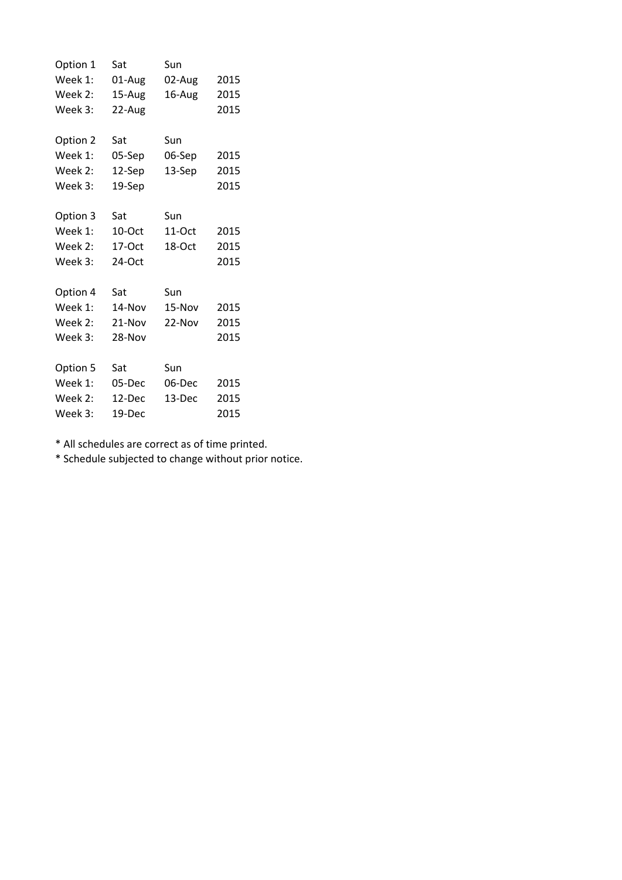| Option 1 | Sat | Sun | |
|---|---|---|---|
| Week 1: | 01-Aug | 02-Aug | 2015 |
| Week 2: | 15-Aug | 16-Aug | 2015 |
| Week 3: | 22-Aug | | 2015 |

| Option 2 | Sat | Sun | |
|---|---|---|---|
| Week 1: | 05-Sep | 06-Sep | 2015 |
| Week 2: | 12-Sep | 13-Sep | 2015 |
| Week 3: | 19-Sep | | 2015 |

| Option 3 | Sat | Sun | |
|---|---|---|---|
| Week 1: | 10-Oct | 11-Oct | 2015 |
| Week 2: | 17-Oct | 18-Oct | 2015 |
| Week 3: | 24-Oct | | 2015 |

| Option 4 | Sat | Sun | |
|---|---|---|---|
| Week 1: | 14-Nov | 15-Nov | 2015 |
| Week 2: | 21-Nov | 22-Nov | 2015 |
| Week 3: | 28-Nov | | 2015 |

| Option 5 | Sat | Sun | |
|---|---|---|---|
| Week 1: | 05-Dec | 06-Dec | 2015 |
| Week 2: | 12-Dec | 13-Dec | 2015 |
| Week 3: | 19-Dec | | 2015 |

* All schedules are correct as of time printed.
* Schedule subjected to change without prior notice.